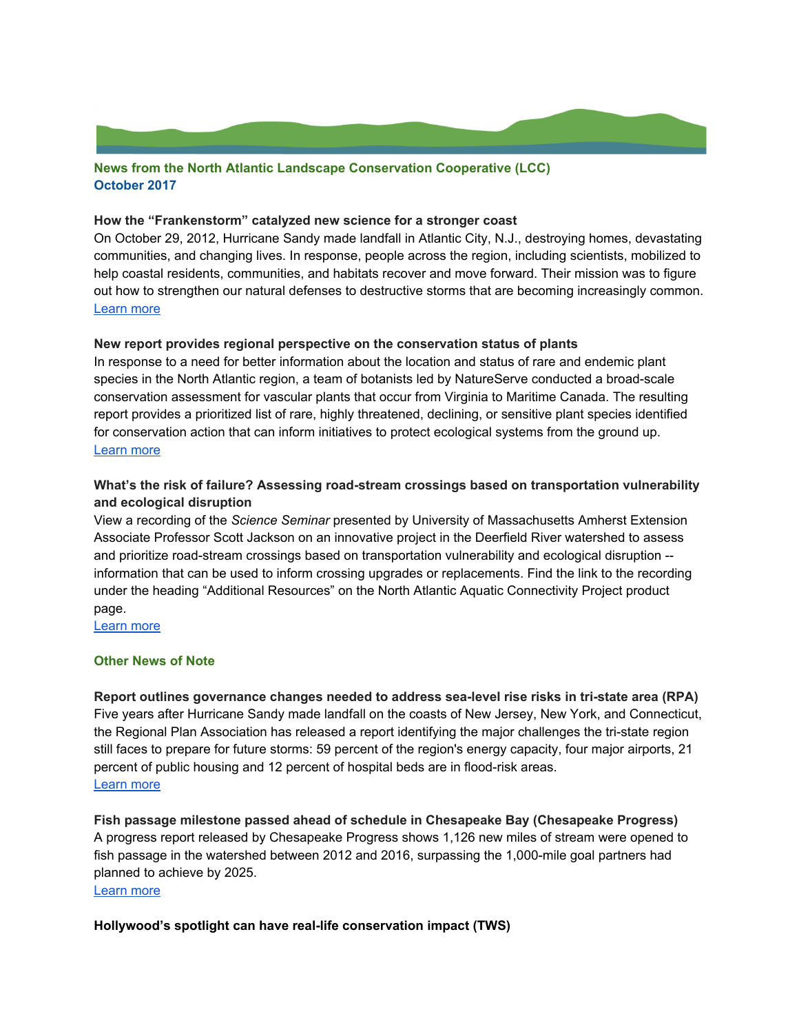**News from the North Atlantic Landscape Conservation Cooperative (LCC)**
**October 2017**

**How the "Frankenstorm" catalyzed new science for a stronger coast**

On October 29, 2012, Hurricane Sandy made landfall in Atlantic City, N.J., destroying homes, devastating communities, and changing lives. In response, people across the region, including scientists, mobilized to help coastal residents, communities, and habitats recover and move forward. Their mission was to figure out how to strengthen our natural defenses to destructive storms that are becoming increasingly common.
Learn more

**New report provides regional perspective on the conservation status of plants**

In response to a need for better information about the location and status of rare and endemic plant species in the North Atlantic region, a team of botanists led by NatureServe conducted a broad-scale conservation assessment for vascular plants that occur from Virginia to Maritime Canada. The resulting report provides a prioritized list of rare, highly threatened, declining, or sensitive plant species identified for conservation action that can inform initiatives to protect ecological systems from the ground up.
Learn more

**What's the risk of failure? Assessing road-stream crossings based on transportation vulnerability and ecological disruption**

View a recording of the *Science Seminar* presented by University of Massachusetts Amherst Extension Associate Professor Scott Jackson on an innovative project in the Deerfield River watershed to assess and prioritize road-stream crossings based on transportation vulnerability and ecological disruption -- information that can be used to inform crossing upgrades or replacements. Find the link to the recording under the heading "Additional Resources" on the North Atlantic Aquatic Connectivity Project product page.
Learn more

**Other News of Note**

**Report outlines governance changes needed to address sea-level rise risks in tri-state area (RPA)**

Five years after Hurricane Sandy made landfall on the coasts of New Jersey, New York, and Connecticut, the Regional Plan Association has released a report identifying the major challenges the tri-state region still faces to prepare for future storms: 59 percent of the region's energy capacity, four major airports, 21 percent of public housing and 12 percent of hospital beds are in flood-risk areas.
Learn more

**Fish passage milestone passed ahead of schedule in Chesapeake Bay (Chesapeake Progress)**

A progress report released by Chesapeake Progress shows 1,126 new miles of stream were opened to fish passage in the watershed between 2012 and 2016, surpassing the 1,000-mile goal partners had planned to achieve by 2025.
Learn more

**Hollywood's spotlight can have real-life conservation impact (TWS)**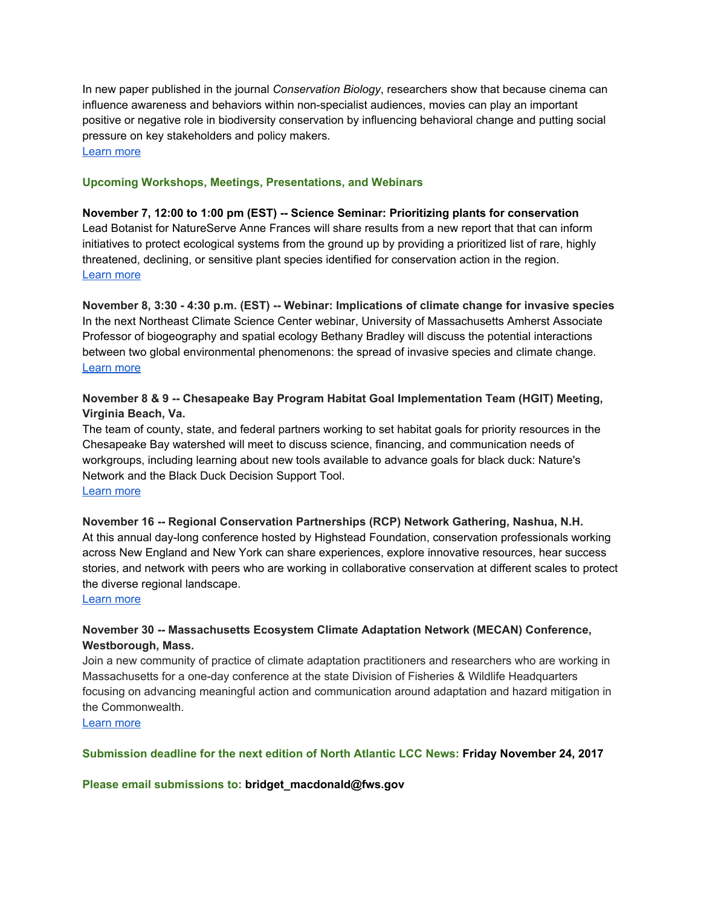In new paper published in the journal *Conservation Biology*, researchers show that because cinema can influence awareness and behaviors within non-specialist audiences, movies can play an important positive or negative role in biodiversity conservation by influencing behavioral change and putting social pressure on key stakeholders and policy makers.
[Learn more]

## Upcoming Workshops, Meetings, Presentations, and Webinars

**November 7, 12:00 to 1:00 pm (EST) -- Science Seminar: Prioritizing plants for conservation**
Lead Botanist for NatureServe Anne Frances will share results from a new report that that can inform initiatives to protect ecological systems from the ground up by providing a prioritized list of rare, highly threatened, declining, or sensitive plant species identified for conservation action in the region.
[Learn more]

**November 8, 3:30 - 4:30 p.m. (EST) -- Webinar: Implications of climate change for invasive species**
In the next Northeast Climate Science Center webinar, University of Massachusetts Amherst Associate Professor of biogeography and spatial ecology Bethany Bradley will discuss the potential interactions between two global environmental phenomenons: the spread of invasive species and climate change.
[Learn more]

**November 8 & 9 -- Chesapeake Bay Program Habitat Goal Implementation Team (HGIT) Meeting, Virginia Beach, Va.**
The team of county, state, and federal partners working to set habitat goals for priority resources in the Chesapeake Bay watershed will meet to discuss science, financing, and communication needs of workgroups, including learning about new tools available to advance goals for black duck: Nature's Network and the Black Duck Decision Support Tool.
[Learn more]

**November 16 -- Regional Conservation Partnerships (RCP) Network Gathering, Nashua, N.H.**
At this annual day-long conference hosted by Highstead Foundation, conservation professionals working across New England and New York can share experiences, explore innovative resources, hear success stories, and network with peers who are working in collaborative conservation at different scales to protect the diverse regional landscape.
[Learn more]

**November 30 -- Massachusetts Ecosystem Climate Adaptation Network (MECAN) Conference, Westborough, Mass.**
Join a new community of practice of climate adaptation practitioners and researchers who are working in Massachusetts for a one-day conference at the state Division of Fisheries & Wildlife Headquarters focusing on advancing meaningful action and communication around adaptation and hazard mitigation in the Commonwealth.
[Learn more]

**Submission deadline for the next edition of North Atlantic LCC News: Friday November 24, 2017**

**Please email submissions to: bridget_macdonald@fws.gov**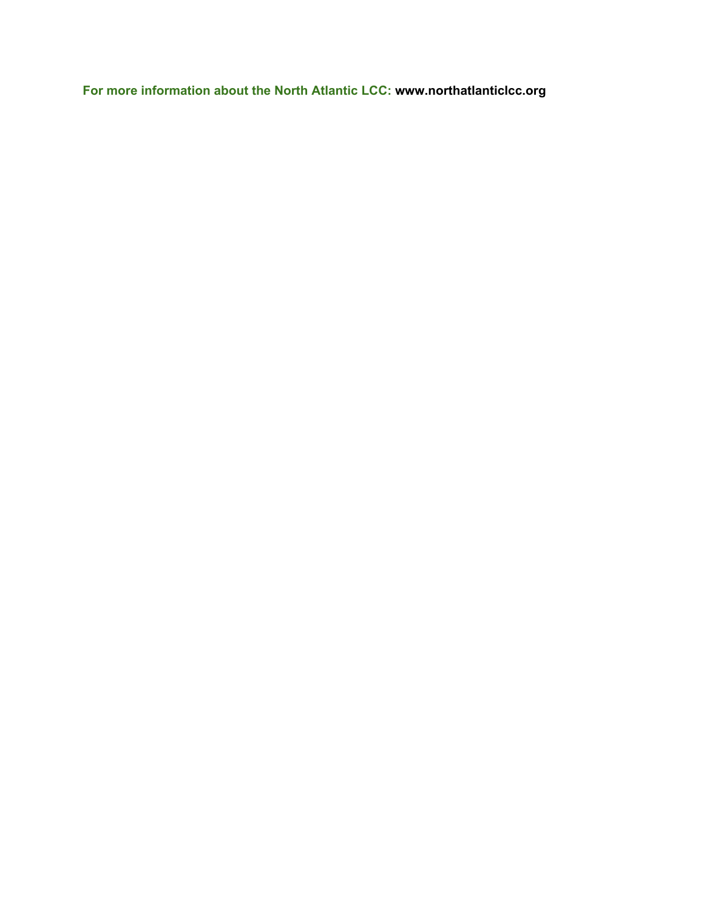**For more information about the North Atlantic LCC: www.northatlanticlcc.org**